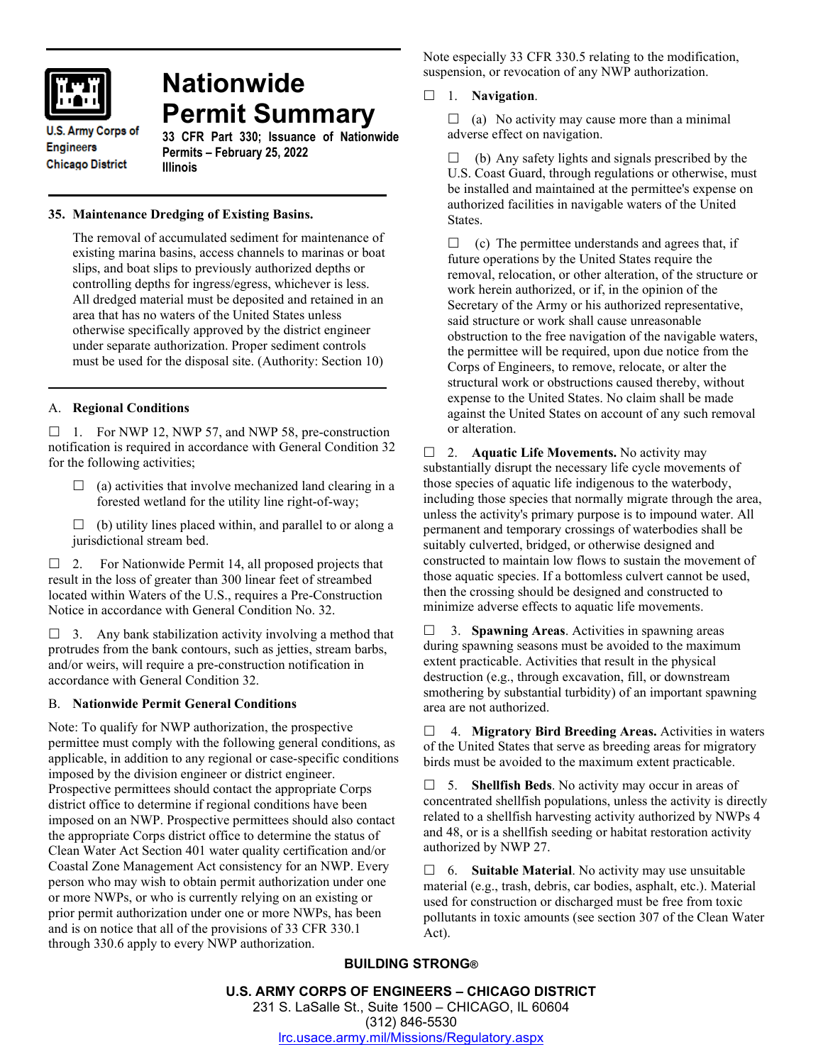# Nationwide Permit Summary

U.S. Army Corps of Engineers
Chicago District

**33 CFR Part 330; Issuance of Nationwide Permits – February 25, 2022**
**Illinois**

## 35. Maintenance Dredging of Existing Basins.

The removal of accumulated sediment for maintenance of existing marina basins, access channels to marinas or boat slips, and boat slips to previously authorized depths or controlling depths for ingress/egress, whichever is less. All dredged material must be deposited and retained in an area that has no waters of the United States unless otherwise specifically approved by the district engineer under separate authorization. Proper sediment controls must be used for the disposal site. (Authority: Section 10)

## A. Regional Conditions

☐ 1. For NWP 12, NWP 57, and NWP 58, pre-construction notification is required in accordance with General Condition 32 for the following activities;

☐ (a) activities that involve mechanized land clearing in a forested wetland for the utility line right-of-way;

☐ (b) utility lines placed within, and parallel to or along a jurisdictional stream bed.

☐ 2. For Nationwide Permit 14, all proposed projects that result in the loss of greater than 300 linear feet of streambed located within Waters of the U.S., requires a Pre-Construction Notice in accordance with General Condition No. 32.

☐ 3. Any bank stabilization activity involving a method that protrudes from the bank contours, such as jetties, stream barbs, and/or weirs, will require a pre-construction notification in accordance with General Condition 32.

## B. Nationwide Permit General Conditions

Note: To qualify for NWP authorization, the prospective permittee must comply with the following general conditions, as applicable, in addition to any regional or case-specific conditions imposed by the division engineer or district engineer. Prospective permittees should contact the appropriate Corps district office to determine if regional conditions have been imposed on an NWP. Prospective permittees should also contact the appropriate Corps district office to determine the status of Clean Water Act Section 401 water quality certification and/or Coastal Zone Management Act consistency for an NWP. Every person who may wish to obtain permit authorization under one or more NWPs, or who is currently relying on an existing or prior permit authorization under one or more NWPs, has been and is on notice that all of the provisions of 33 CFR 330.1 through 330.6 apply to every NWP authorization. Note especially 33 CFR 330.5 relating to the modification, suspension, or revocation of any NWP authorization.

☐ 1. **Navigation**.

☐ (a) No activity may cause more than a minimal adverse effect on navigation.

☐ (b) Any safety lights and signals prescribed by the U.S. Coast Guard, through regulations or otherwise, must be installed and maintained at the permittee's expense on authorized facilities in navigable waters of the United States.

☐ (c) The permittee understands and agrees that, if future operations by the United States require the removal, relocation, or other alteration, of the structure or work herein authorized, or if, in the opinion of the Secretary of the Army or his authorized representative, said structure or work shall cause unreasonable obstruction to the free navigation of the navigable waters, the permittee will be required, upon due notice from the Corps of Engineers, to remove, relocate, or alter the structural work or obstructions caused thereby, without expense to the United States. No claim shall be made against the United States on account of any such removal or alteration.

☐ 2. **Aquatic Life Movements.** No activity may substantially disrupt the necessary life cycle movements of those species of aquatic life indigenous to the waterbody, including those species that normally migrate through the area, unless the activity's primary purpose is to impound water. All permanent and temporary crossings of waterbodies shall be suitably culverted, bridged, or otherwise designed and constructed to maintain low flows to sustain the movement of those aquatic species. If a bottomless culvert cannot be used, then the crossing should be designed and constructed to minimize adverse effects to aquatic life movements.

☐ 3. **Spawning Areas**. Activities in spawning areas during spawning seasons must be avoided to the maximum extent practicable. Activities that result in the physical destruction (e.g., through excavation, fill, or downstream smothering by substantial turbidity) of an important spawning area are not authorized.

☐ 4. **Migratory Bird Breeding Areas.** Activities in waters of the United States that serve as breeding areas for migratory birds must be avoided to the maximum extent practicable.

☐ 5. **Shellfish Beds**. No activity may occur in areas of concentrated shellfish populations, unless the activity is directly related to a shellfish harvesting activity authorized by NWPs 4 and 48, or is a shellfish seeding or habitat restoration activity authorized by NWP 27.

☐ 6. **Suitable Material**. No activity may use unsuitable material (e.g., trash, debris, car bodies, asphalt, etc.). Material used for construction or discharged must be free from toxic pollutants in toxic amounts (see section 307 of the Clean Water Act).

**BUILDING STRONG®**

**U.S. ARMY CORPS OF ENGINEERS – CHICAGO DISTRICT**
231 S. LaSalle St., Suite 1500 – CHICAGO, IL 60604
(312) 846-5530
lrc.usace.army.mil/Missions/Regulatory.aspx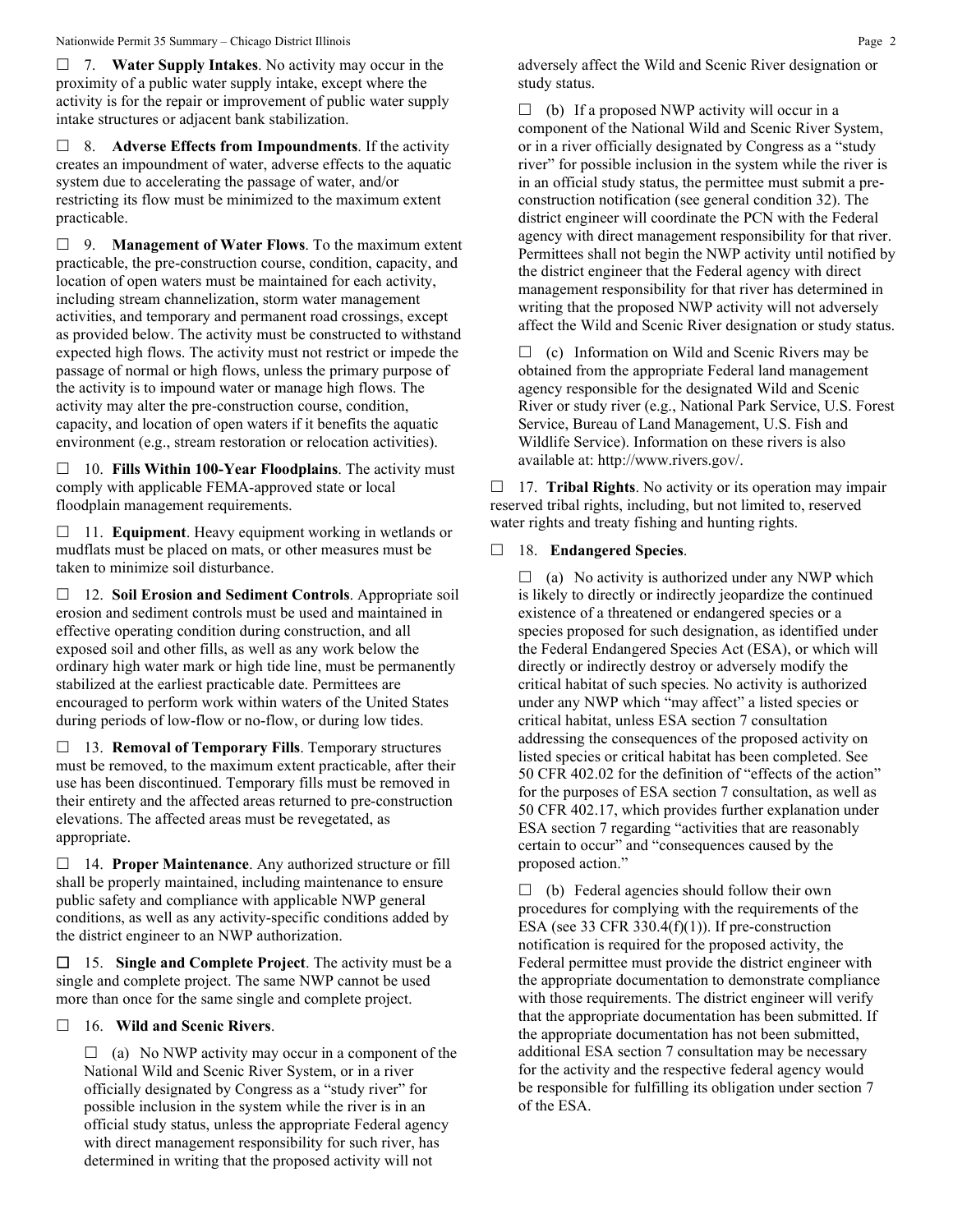☐ 7. **Water Supply Intakes**. No activity may occur in the proximity of a public water supply intake, except where the activity is for the repair or improvement of public water supply intake structures or adjacent bank stabilization.

☐ 8. **Adverse Effects from Impoundments**. If the activity creates an impoundment of water, adverse effects to the aquatic system due to accelerating the passage of water, and/or restricting its flow must be minimized to the maximum extent practicable.

☐ 9. **Management of Water Flows**. To the maximum extent practicable, the pre-construction course, condition, capacity, and location of open waters must be maintained for each activity, including stream channelization, storm water management activities, and temporary and permanent road crossings, except as provided below. The activity must be constructed to withstand expected high flows. The activity must not restrict or impede the passage of normal or high flows, unless the primary purpose of the activity is to impound water or manage high flows. The activity may alter the pre-construction course, condition, capacity, and location of open waters if it benefits the aquatic environment (e.g., stream restoration or relocation activities).

☐ 10. **Fills Within 100-Year Floodplains**. The activity must comply with applicable FEMA-approved state or local floodplain management requirements.

☐ 11. **Equipment**. Heavy equipment working in wetlands or mudflats must be placed on mats, or other measures must be taken to minimize soil disturbance.

☐ 12. **Soil Erosion and Sediment Controls**. Appropriate soil erosion and sediment controls must be used and maintained in effective operating condition during construction, and all exposed soil and other fills, as well as any work below the ordinary high water mark or high tide line, must be permanently stabilized at the earliest practicable date. Permittees are encouraged to perform work within waters of the United States during periods of low-flow or no-flow, or during low tides.

☐ 13. **Removal of Temporary Fills**. Temporary structures must be removed, to the maximum extent practicable, after their use has been discontinued. Temporary fills must be removed in their entirety and the affected areas returned to pre-construction elevations. The affected areas must be revegetated, as appropriate.

☐ 14. **Proper Maintenance**. Any authorized structure or fill shall be properly maintained, including maintenance to ensure public safety and compliance with applicable NWP general conditions, as well as any activity-specific conditions added by the district engineer to an NWP authorization.

☐ 15. **Single and Complete Project**. The activity must be a single and complete project. The same NWP cannot be used more than once for the same single and complete project.

☐ 16. **Wild and Scenic Rivers**.

☐ (a) No NWP activity may occur in a component of the National Wild and Scenic River System, or in a river officially designated by Congress as a "study river" for possible inclusion in the system while the river is in an official study status, unless the appropriate Federal agency with direct management responsibility for such river, has determined in writing that the proposed activity will not adversely affect the Wild and Scenic River designation or study status.

☐ (b) If a proposed NWP activity will occur in a component of the National Wild and Scenic River System, or in a river officially designated by Congress as a "study river" for possible inclusion in the system while the river is in an official study status, the permittee must submit a pre-construction notification (see general condition 32). The district engineer will coordinate the PCN with the Federal agency with direct management responsibility for that river. Permittees shall not begin the NWP activity until notified by the district engineer that the Federal agency with direct management responsibility for that river has determined in writing that the proposed NWP activity will not adversely affect the Wild and Scenic River designation or study status.

☐ (c) Information on Wild and Scenic Rivers may be obtained from the appropriate Federal land management agency responsible for the designated Wild and Scenic River or study river (e.g., National Park Service, U.S. Forest Service, Bureau of Land Management, U.S. Fish and Wildlife Service). Information on these rivers is also available at: http://www.rivers.gov/.

☐ 17. **Tribal Rights**. No activity or its operation may impair reserved tribal rights, including, but not limited to, reserved water rights and treaty fishing and hunting rights.

☐ 18. **Endangered Species**.

☐ (a) No activity is authorized under any NWP which is likely to directly or indirectly jeopardize the continued existence of a threatened or endangered species or a species proposed for such designation, as identified under the Federal Endangered Species Act (ESA), or which will directly or indirectly destroy or adversely modify the critical habitat of such species. No activity is authorized under any NWP which "may affect" a listed species or critical habitat, unless ESA section 7 consultation addressing the consequences of the proposed activity on listed species or critical habitat has been completed. See 50 CFR 402.02 for the definition of "effects of the action" for the purposes of ESA section 7 consultation, as well as 50 CFR 402.17, which provides further explanation under ESA section 7 regarding "activities that are reasonably certain to occur" and "consequences caused by the proposed action."

☐ (b) Federal agencies should follow their own procedures for complying with the requirements of the ESA (see 33 CFR 330.4(f)(1)). If pre-construction notification is required for the proposed activity, the Federal permittee must provide the district engineer with the appropriate documentation to demonstrate compliance with those requirements. The district engineer will verify that the appropriate documentation has been submitted. If the appropriate documentation has not been submitted, additional ESA section 7 consultation may be necessary for the activity and the respective federal agency would be responsible for fulfilling its obligation under section 7 of the ESA.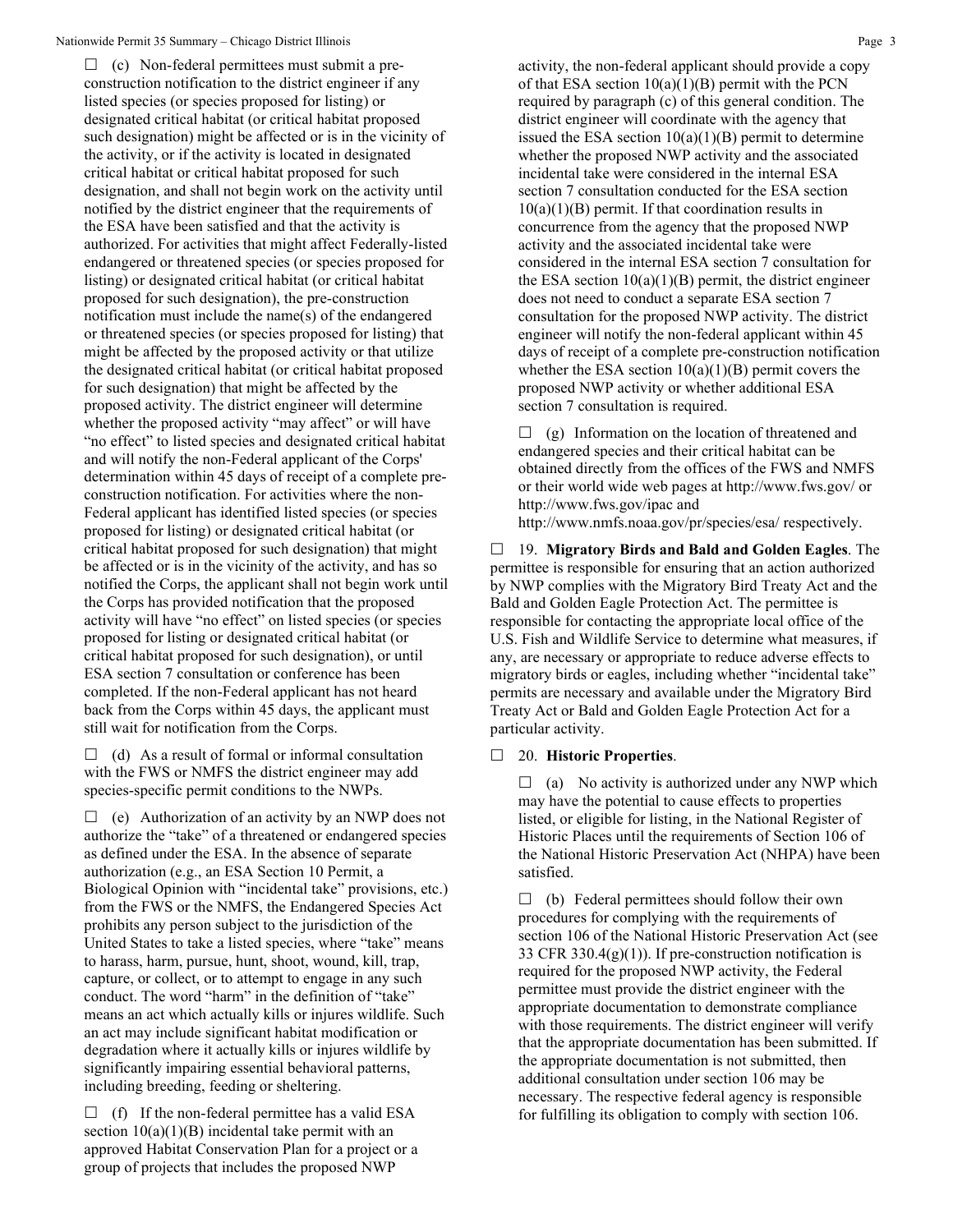☐ (c) Non-federal permittees must submit a pre-construction notification to the district engineer if any listed species (or species proposed for listing) or designated critical habitat (or critical habitat proposed such designation) might be affected or is in the vicinity of the activity, or if the activity is located in designated critical habitat or critical habitat proposed for such designation, and shall not begin work on the activity until notified by the district engineer that the requirements of the ESA have been satisfied and that the activity is authorized. For activities that might affect Federally-listed endangered or threatened species (or species proposed for listing) or designated critical habitat (or critical habitat proposed for such designation), the pre-construction notification must include the name(s) of the endangered or threatened species (or species proposed for listing) that might be affected by the proposed activity or that utilize the designated critical habitat (or critical habitat proposed for such designation) that might be affected by the proposed activity. The district engineer will determine whether the proposed activity "may affect" or will have "no effect" to listed species and designated critical habitat and will notify the non-Federal applicant of the Corps' determination within 45 days of receipt of a complete pre-construction notification. For activities where the non-Federal applicant has identified listed species (or species proposed for listing) or designated critical habitat (or critical habitat proposed for such designation) that might be affected or is in the vicinity of the activity, and has so notified the Corps, the applicant shall not begin work until the Corps has provided notification that the proposed activity will have "no effect" on listed species (or species proposed for listing or designated critical habitat (or critical habitat proposed for such designation), or until ESA section 7 consultation or conference has been completed. If the non-Federal applicant has not heard back from the Corps within 45 days, the applicant must still wait for notification from the Corps.

☐ (d) As a result of formal or informal consultation with the FWS or NMFS the district engineer may add species-specific permit conditions to the NWPs.

☐ (e) Authorization of an activity by an NWP does not authorize the "take" of a threatened or endangered species as defined under the ESA. In the absence of separate authorization (e.g., an ESA Section 10 Permit, a Biological Opinion with "incidental take" provisions, etc.) from the FWS or the NMFS, the Endangered Species Act prohibits any person subject to the jurisdiction of the United States to take a listed species, where "take" means to harass, harm, pursue, hunt, shoot, wound, kill, trap, capture, or collect, or to attempt to engage in any such conduct. The word "harm" in the definition of "take" means an act which actually kills or injures wildlife. Such an act may include significant habitat modification or degradation where it actually kills or injures wildlife by significantly impairing essential behavioral patterns, including breeding, feeding or sheltering.

☐ (f) If the non-federal permittee has a valid ESA section 10(a)(1)(B) incidental take permit with an approved Habitat Conservation Plan for a project or a group of projects that includes the proposed NWP activity, the non-federal applicant should provide a copy of that ESA section 10(a)(1)(B) permit with the PCN required by paragraph (c) of this general condition. The district engineer will coordinate with the agency that issued the ESA section 10(a)(1)(B) permit to determine whether the proposed NWP activity and the associated incidental take were considered in the internal ESA section 7 consultation conducted for the ESA section 10(a)(1)(B) permit. If that coordination results in concurrence from the agency that the proposed NWP activity and the associated incidental take were considered in the internal ESA section 7 consultation for the ESA section 10(a)(1)(B) permit, the district engineer does not need to conduct a separate ESA section 7 consultation for the proposed NWP activity. The district engineer will notify the non-federal applicant within 45 days of receipt of a complete pre-construction notification whether the ESA section 10(a)(1)(B) permit covers the proposed NWP activity or whether additional ESA section 7 consultation is required.

☐ (g) Information on the location of threatened and endangered species and their critical habitat can be obtained directly from the offices of the FWS and NMFS or their world wide web pages at http://www.fws.gov/ or http://www.fws.gov/ipac and http://www.nmfs.noaa.gov/pr/species/esa/ respectively.

☐ 19. **Migratory Birds and Bald and Golden Eagles**. The permittee is responsible for ensuring that an action authorized by NWP complies with the Migratory Bird Treaty Act and the Bald and Golden Eagle Protection Act. The permittee is responsible for contacting the appropriate local office of the U.S. Fish and Wildlife Service to determine what measures, if any, are necessary or appropriate to reduce adverse effects to migratory birds or eagles, including whether "incidental take" permits are necessary and available under the Migratory Bird Treaty Act or Bald and Golden Eagle Protection Act for a particular activity.

☐ 20. **Historic Properties**.

☐ (a) No activity is authorized under any NWP which may have the potential to cause effects to properties listed, or eligible for listing, in the National Register of Historic Places until the requirements of Section 106 of the National Historic Preservation Act (NHPA) have been satisfied.

☐ (b) Federal permittees should follow their own procedures for complying with the requirements of section 106 of the National Historic Preservation Act (see 33 CFR 330.4(g)(1)). If pre-construction notification is required for the proposed NWP activity, the Federal permittee must provide the district engineer with the appropriate documentation to demonstrate compliance with those requirements. The district engineer will verify that the appropriate documentation has been submitted. If the appropriate documentation is not submitted, then additional consultation under section 106 may be necessary. The respective federal agency is responsible for fulfilling its obligation to comply with section 106.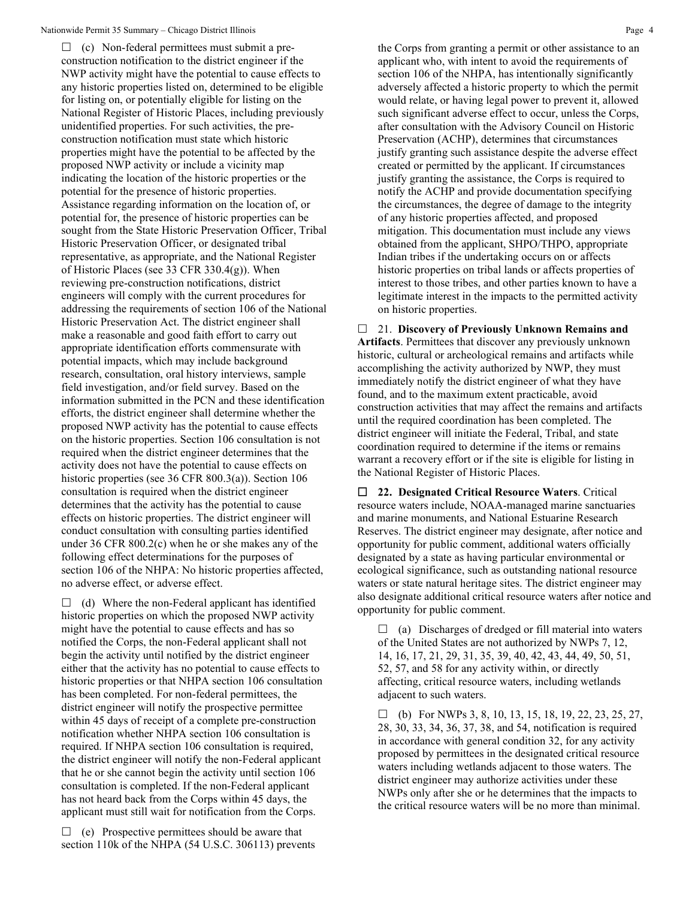☐ (c) Non-federal permittees must submit a pre-construction notification to the district engineer if the NWP activity might have the potential to cause effects to any historic properties listed on, determined to be eligible for listing on, or potentially eligible for listing on the National Register of Historic Places, including previously unidentified properties. For such activities, the pre-construction notification must state which historic properties might have the potential to be affected by the proposed NWP activity or include a vicinity map indicating the location of the historic properties or the potential for the presence of historic properties. Assistance regarding information on the location of, or potential for, the presence of historic properties can be sought from the State Historic Preservation Officer, Tribal Historic Preservation Officer, or designated tribal representative, as appropriate, and the National Register of Historic Places (see 33 CFR 330.4(g)). When reviewing pre-construction notifications, district engineers will comply with the current procedures for addressing the requirements of section 106 of the National Historic Preservation Act. The district engineer shall make a reasonable and good faith effort to carry out appropriate identification efforts commensurate with potential impacts, which may include background research, consultation, oral history interviews, sample field investigation, and/or field survey. Based on the information submitted in the PCN and these identification efforts, the district engineer shall determine whether the proposed NWP activity has the potential to cause effects on the historic properties. Section 106 consultation is not required when the district engineer determines that the activity does not have the potential to cause effects on historic properties (see 36 CFR 800.3(a)). Section 106 consultation is required when the district engineer determines that the activity has the potential to cause effects on historic properties. The district engineer will conduct consultation with consulting parties identified under 36 CFR 800.2(c) when he or she makes any of the following effect determinations for the purposes of section 106 of the NHPA: No historic properties affected, no adverse effect, or adverse effect.

☐ (d) Where the non-Federal applicant has identified historic properties on which the proposed NWP activity might have the potential to cause effects and has so notified the Corps, the non-Federal applicant shall not begin the activity until notified by the district engineer either that the activity has no potential to cause effects to historic properties or that NHPA section 106 consultation has been completed. For non-federal permittees, the district engineer will notify the prospective permittee within 45 days of receipt of a complete pre-construction notification whether NHPA section 106 consultation is required. If NHPA section 106 consultation is required, the district engineer will notify the non-Federal applicant that he or she cannot begin the activity until section 106 consultation is completed. If the non-Federal applicant has not heard back from the Corps within 45 days, the applicant must still wait for notification from the Corps.

☐ (e) Prospective permittees should be aware that section 110k of the NHPA (54 U.S.C. 306113) prevents the Corps from granting a permit or other assistance to an applicant who, with intent to avoid the requirements of section 106 of the NHPA, has intentionally significantly adversely affected a historic property to which the permit would relate, or having legal power to prevent it, allowed such significant adverse effect to occur, unless the Corps, after consultation with the Advisory Council on Historic Preservation (ACHP), determines that circumstances justify granting such assistance despite the adverse effect created or permitted by the applicant. If circumstances justify granting the assistance, the Corps is required to notify the ACHP and provide documentation specifying the circumstances, the degree of damage to the integrity of any historic properties affected, and proposed mitigation. This documentation must include any views obtained from the applicant, SHPO/THPO, appropriate Indian tribes if the undertaking occurs on or affects historic properties on tribal lands or affects properties of interest to those tribes, and other parties known to have a legitimate interest in the impacts to the permitted activity on historic properties.

☐ 21. **Discovery of Previously Unknown Remains and Artifacts**. Permittees that discover any previously unknown historic, cultural or archeological remains and artifacts while accomplishing the activity authorized by NWP, they must immediately notify the district engineer of what they have found, and to the maximum extent practicable, avoid construction activities that may affect the remains and artifacts until the required coordination has been completed. The district engineer will initiate the Federal, Tribal, and state coordination required to determine if the items or remains warrant a recovery effort or if the site is eligible for listing in the National Register of Historic Places.

☐ **22. Designated Critical Resource Waters**. Critical resource waters include, NOAA-managed marine sanctuaries and marine monuments, and National Estuarine Research Reserves. The district engineer may designate, after notice and opportunity for public comment, additional waters officially designated by a state as having particular environmental or ecological significance, such as outstanding national resource waters or state natural heritage sites. The district engineer may also designate additional critical resource waters after notice and opportunity for public comment.

☐ (a) Discharges of dredged or fill material into waters of the United States are not authorized by NWPs 7, 12, 14, 16, 17, 21, 29, 31, 35, 39, 40, 42, 43, 44, 49, 50, 51, 52, 57, and 58 for any activity within, or directly affecting, critical resource waters, including wetlands adjacent to such waters.

☐ (b) For NWPs 3, 8, 10, 13, 15, 18, 19, 22, 23, 25, 27, 28, 30, 33, 34, 36, 37, 38, and 54, notification is required in accordance with general condition 32, for any activity proposed by permittees in the designated critical resource waters including wetlands adjacent to those waters. The district engineer may authorize activities under these NWPs only after she or he determines that the impacts to the critical resource waters will be no more than minimal.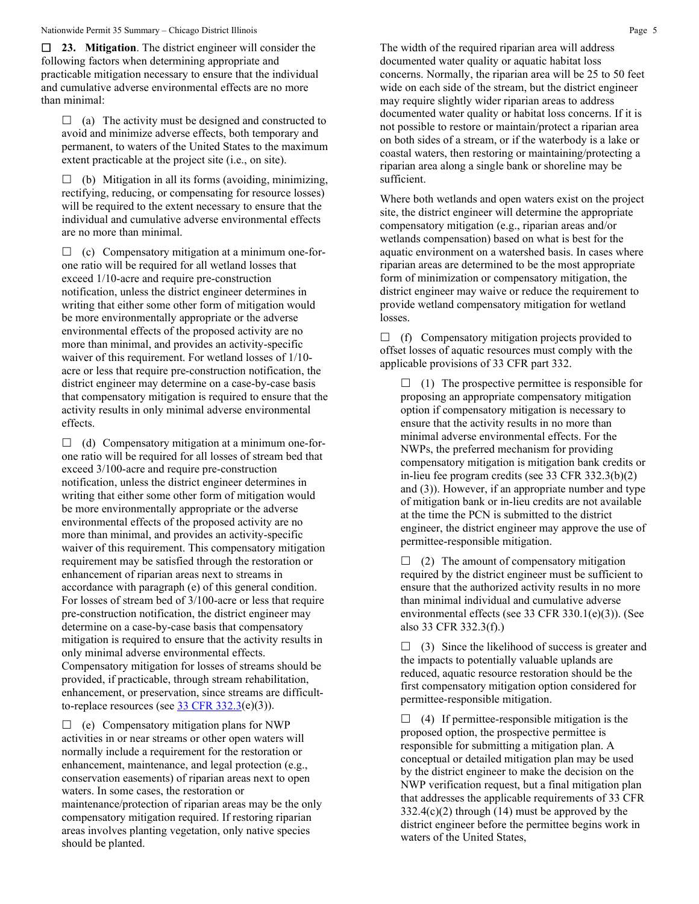☐ **23. Mitigation**. The district engineer will consider the following factors when determining appropriate and practicable mitigation necessary to ensure that the individual and cumulative adverse environmental effects are no more than minimal:

☐ (a) The activity must be designed and constructed to avoid and minimize adverse effects, both temporary and permanent, to waters of the United States to the maximum extent practicable at the project site (i.e., on site).

☐ (b) Mitigation in all its forms (avoiding, minimizing, rectifying, reducing, or compensating for resource losses) will be required to the extent necessary to ensure that the individual and cumulative adverse environmental effects are no more than minimal.

☐ (c) Compensatory mitigation at a minimum one-for-one ratio will be required for all wetland losses that exceed 1/10-acre and require pre-construction notification, unless the district engineer determines in writing that either some other form of mitigation would be more environmentally appropriate or the adverse environmental effects of the proposed activity are no more than minimal, and provides an activity-specific waiver of this requirement. For wetland losses of 1/10-acre or less that require pre-construction notification, the district engineer may determine on a case-by-case basis that compensatory mitigation is required to ensure that the activity results in only minimal adverse environmental effects.

☐ (d) Compensatory mitigation at a minimum one-for-one ratio will be required for all losses of stream bed that exceed 3/100-acre and require pre-construction notification, unless the district engineer determines in writing that either some other form of mitigation would be more environmentally appropriate or the adverse environmental effects of the proposed activity are no more than minimal, and provides an activity-specific waiver of this requirement. This compensatory mitigation requirement may be satisfied through the restoration or enhancement of riparian areas next to streams in accordance with paragraph (e) of this general condition. For losses of stream bed of 3/100-acre or less that require pre-construction notification, the district engineer may determine on a case-by-case basis that compensatory mitigation is required to ensure that the activity results in only minimal adverse environmental effects. Compensatory mitigation for losses of streams should be provided, if practicable, through stream rehabilitation, enhancement, or preservation, since streams are difficult-to-replace resources (see 33 CFR 332.3(e)(3)).

☐ (e) Compensatory mitigation plans for NWP activities in or near streams or other open waters will normally include a requirement for the restoration or enhancement, maintenance, and legal protection (e.g., conservation easements) of riparian areas next to open waters. In some cases, the restoration or maintenance/protection of riparian areas may be the only compensatory mitigation required. If restoring riparian areas involves planting vegetation, only native species should be planted. The width of the required riparian area will address documented water quality or aquatic habitat loss concerns. Normally, the riparian area will be 25 to 50 feet wide on each side of the stream, but the district engineer may require slightly wider riparian areas to address documented water quality or habitat loss concerns. If it is not possible to restore or maintain/protect a riparian area on both sides of a stream, or if the waterbody is a lake or coastal waters, then restoring or maintaining/protecting a riparian area along a single bank or shoreline may be sufficient.

Where both wetlands and open waters exist on the project site, the district engineer will determine the appropriate compensatory mitigation (e.g., riparian areas and/or wetlands compensation) based on what is best for the aquatic environment on a watershed basis. In cases where riparian areas are determined to be the most appropriate form of minimization or compensatory mitigation, the district engineer may waive or reduce the requirement to provide wetland compensatory mitigation for wetland losses.

☐ (f) Compensatory mitigation projects provided to offset losses of aquatic resources must comply with the applicable provisions of 33 CFR part 332.

☐ (1) The prospective permittee is responsible for proposing an appropriate compensatory mitigation option if compensatory mitigation is necessary to ensure that the activity results in no more than minimal adverse environmental effects. For the NWPs, the preferred mechanism for providing compensatory mitigation is mitigation bank credits or in-lieu fee program credits (see 33 CFR 332.3(b)(2) and (3)). However, if an appropriate number and type of mitigation bank or in-lieu credits are not available at the time the PCN is submitted to the district engineer, the district engineer may approve the use of permittee-responsible mitigation.

☐ (2) The amount of compensatory mitigation required by the district engineer must be sufficient to ensure that the authorized activity results in no more than minimal individual and cumulative adverse environmental effects (see 33 CFR 330.1(e)(3)). (See also 33 CFR 332.3(f).)

☐ (3) Since the likelihood of success is greater and the impacts to potentially valuable uplands are reduced, aquatic resource restoration should be the first compensatory mitigation option considered for permittee-responsible mitigation.

☐ (4) If permittee-responsible mitigation is the proposed option, the prospective permittee is responsible for submitting a mitigation plan. A conceptual or detailed mitigation plan may be used by the district engineer to make the decision on the NWP verification request, but a final mitigation plan that addresses the applicable requirements of 33 CFR 332.4(c)(2) through (14) must be approved by the district engineer before the permittee begins work in waters of the United States,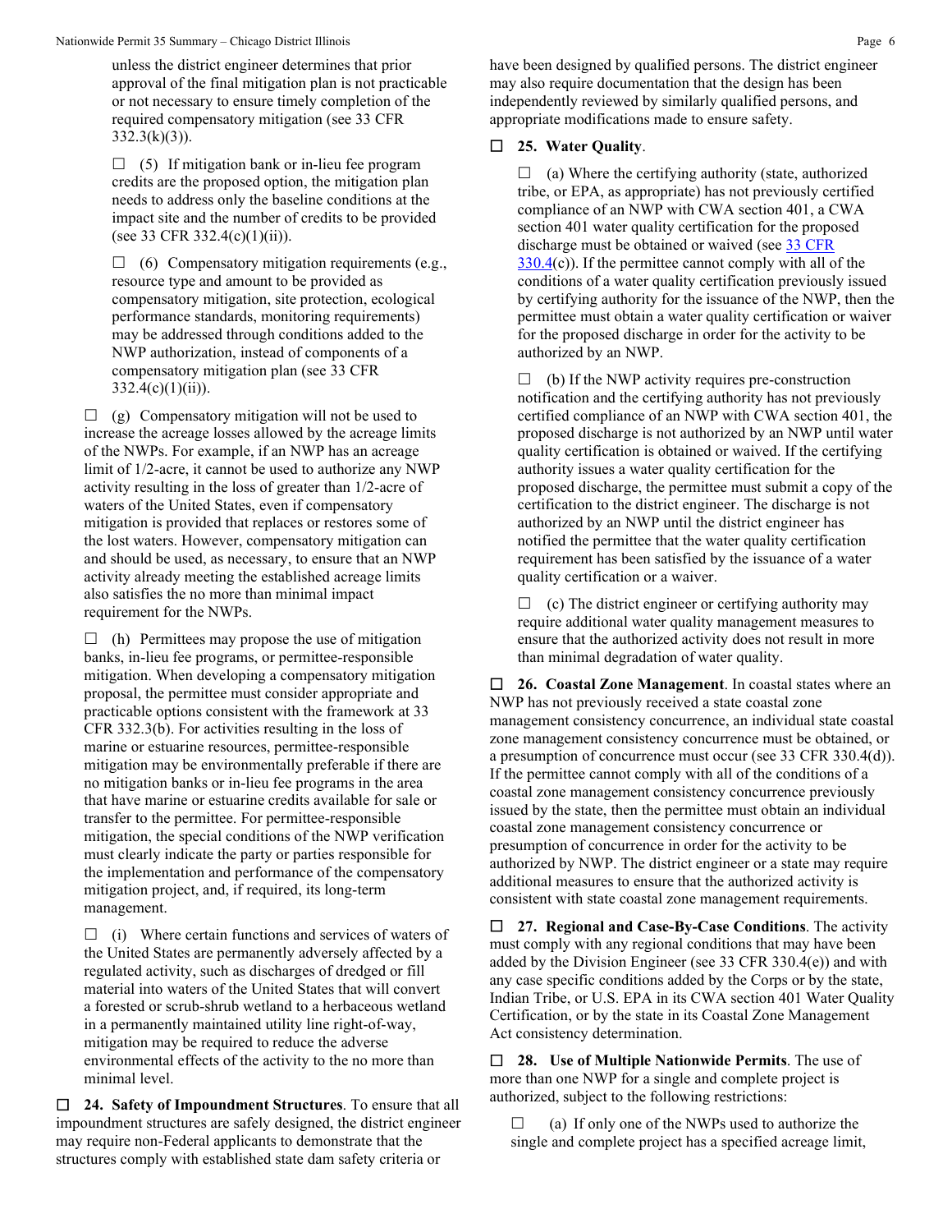unless the district engineer determines that prior approval of the final mitigation plan is not practicable or not necessary to ensure timely completion of the required compensatory mitigation (see 33 CFR 332.3(k)(3)).

☐ (5) If mitigation bank or in-lieu fee program credits are the proposed option, the mitigation plan needs to address only the baseline conditions at the impact site and the number of credits to be provided (see 33 CFR 332.4(c)(1)(ii)).

☐ (6) Compensatory mitigation requirements (e.g., resource type and amount to be provided as compensatory mitigation, site protection, ecological performance standards, monitoring requirements) may be addressed through conditions added to the NWP authorization, instead of components of a compensatory mitigation plan (see 33 CFR 332.4(c)(1)(ii)).

☐ (g) Compensatory mitigation will not be used to increase the acreage losses allowed by the acreage limits of the NWPs. For example, if an NWP has an acreage limit of 1/2-acre, it cannot be used to authorize any NWP activity resulting in the loss of greater than 1/2-acre of waters of the United States, even if compensatory mitigation is provided that replaces or restores some of the lost waters. However, compensatory mitigation can and should be used, as necessary, to ensure that an NWP activity already meeting the established acreage limits also satisfies the no more than minimal impact requirement for the NWPs.

☐ (h) Permittees may propose the use of mitigation banks, in-lieu fee programs, or permittee-responsible mitigation. When developing a compensatory mitigation proposal, the permittee must consider appropriate and practicable options consistent with the framework at 33 CFR 332.3(b). For activities resulting in the loss of marine or estuarine resources, permittee-responsible mitigation may be environmentally preferable if there are no mitigation banks or in-lieu fee programs in the area that have marine or estuarine credits available for sale or transfer to the permittee. For permittee-responsible mitigation, the special conditions of the NWP verification must clearly indicate the party or parties responsible for the implementation and performance of the compensatory mitigation project, and, if required, its long-term management.

☐ (i) Where certain functions and services of waters of the United States are permanently adversely affected by a regulated activity, such as discharges of dredged or fill material into waters of the United States that will convert a forested or scrub-shrub wetland to a herbaceous wetland in a permanently maintained utility line right-of-way, mitigation may be required to reduce the adverse environmental effects of the activity to the no more than minimal level.

☐ **24. Safety of Impoundment Structures**. To ensure that all impoundment structures are safely designed, the district engineer may require non-Federal applicants to demonstrate that the structures comply with established state dam safety criteria or have been designed by qualified persons. The district engineer may also require documentation that the design has been independently reviewed by similarly qualified persons, and appropriate modifications made to ensure safety.

☐ **25. Water Quality**.

☐ (a) Where the certifying authority (state, authorized tribe, or EPA, as appropriate) has not previously certified compliance of an NWP with CWA section 401, a CWA section 401 water quality certification for the proposed discharge must be obtained or waived (see 33 CFR 330.4(c)). If the permittee cannot comply with all of the conditions of a water quality certification previously issued by certifying authority for the issuance of the NWP, then the permittee must obtain a water quality certification or waiver for the proposed discharge in order for the activity to be authorized by an NWP.

☐ (b) If the NWP activity requires pre-construction notification and the certifying authority has not previously certified compliance of an NWP with CWA section 401, the proposed discharge is not authorized by an NWP until water quality certification is obtained or waived. If the certifying authority issues a water quality certification for the proposed discharge, the permittee must submit a copy of the certification to the district engineer. The discharge is not authorized by an NWP until the district engineer has notified the permittee that the water quality certification requirement has been satisfied by the issuance of a water quality certification or a waiver.

☐ (c) The district engineer or certifying authority may require additional water quality management measures to ensure that the authorized activity does not result in more than minimal degradation of water quality.

☐ **26. Coastal Zone Management**. In coastal states where an NWP has not previously received a state coastal zone management consistency concurrence, an individual state coastal zone management consistency concurrence must be obtained, or a presumption of concurrence must occur (see 33 CFR 330.4(d)). If the permittee cannot comply with all of the conditions of a coastal zone management consistency concurrence previously issued by the state, then the permittee must obtain an individual coastal zone management consistency concurrence or presumption of concurrence in order for the activity to be authorized by NWP. The district engineer or a state may require additional measures to ensure that the authorized activity is consistent with state coastal zone management requirements.

☐ **27. Regional and Case-By-Case Conditions**. The activity must comply with any regional conditions that may have been added by the Division Engineer (see 33 CFR 330.4(e)) and with any case specific conditions added by the Corps or by the state, Indian Tribe, or U.S. EPA in its CWA section 401 Water Quality Certification, or by the state in its Coastal Zone Management Act consistency determination.

☐ **28. Use of Multiple Nationwide Permits**. The use of more than one NWP for a single and complete project is authorized, subject to the following restrictions:

☐ (a) If only one of the NWPs used to authorize the single and complete project has a specified acreage limit,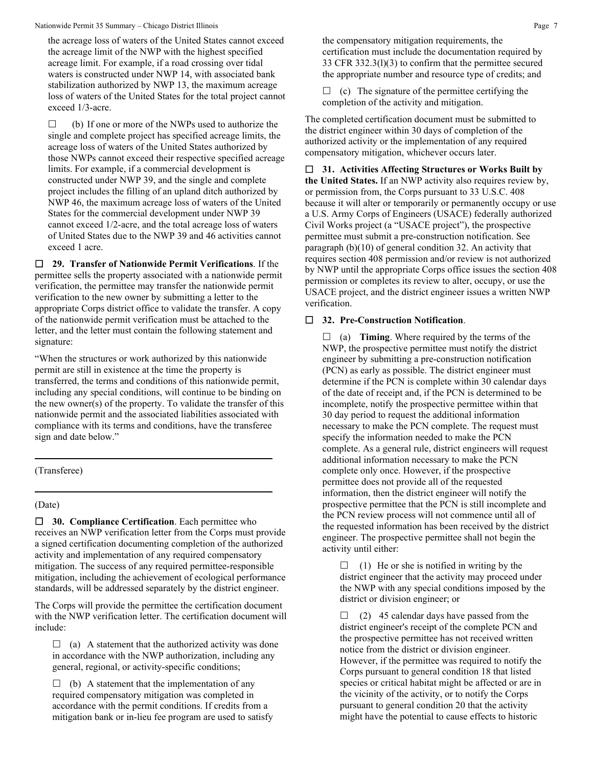the acreage loss of waters of the United States cannot exceed the acreage limit of the NWP with the highest specified acreage limit. For example, if a road crossing over tidal waters is constructed under NWP 14, with associated bank stabilization authorized by NWP 13, the maximum acreage loss of waters of the United States for the total project cannot exceed 1/3-acre.

☐ (b) If one or more of the NWPs used to authorize the single and complete project has specified acreage limits, the acreage loss of waters of the United States authorized by those NWPs cannot exceed their respective specified acreage limits. For example, if a commercial development is constructed under NWP 39, and the single and complete project includes the filling of an upland ditch authorized by NWP 46, the maximum acreage loss of waters of the United States for the commercial development under NWP 39 cannot exceed 1/2-acre, and the total acreage loss of waters of United States due to the NWP 39 and 46 activities cannot exceed 1 acre.

☐ **29. Transfer of Nationwide Permit Verifications**. If the permittee sells the property associated with a nationwide permit verification, the permittee may transfer the nationwide permit verification to the new owner by submitting a letter to the appropriate Corps district office to validate the transfer. A copy of the nationwide permit verification must be attached to the letter, and the letter must contain the following statement and signature:

"When the structures or work authorized by this nationwide permit are still in existence at the time the property is transferred, the terms and conditions of this nationwide permit, including any special conditions, will continue to be binding on the new owner(s) of the property. To validate the transfer of this nationwide permit and the associated liabilities associated with compliance with its terms and conditions, have the transferee sign and date below."

\_\_\_\_\_\_\_\_\_\_\_\_\_\_\_\_\_\_\_\_\_\_\_\_\_\_\_\_\_\_\_\_\_\_\_\_\_\_\_\_\_\_\_\_

(Transferee)

\_\_\_\_\_\_\_\_\_\_\_\_\_\_\_\_\_\_\_\_\_\_\_\_\_\_\_\_\_\_\_\_\_\_\_\_\_\_\_\_\_\_\_\_

(Date)

☐ **30. Compliance Certification**. Each permittee who receives an NWP verification letter from the Corps must provide a signed certification documenting completion of the authorized activity and implementation of any required compensatory mitigation. The success of any required permittee-responsible mitigation, including the achievement of ecological performance standards, will be addressed separately by the district engineer.

The Corps will provide the permittee the certification document with the NWP verification letter. The certification document will include:

☐ (a) A statement that the authorized activity was done in accordance with the NWP authorization, including any general, regional, or activity-specific conditions;

☐ (b) A statement that the implementation of any required compensatory mitigation was completed in accordance with the permit conditions. If credits from a mitigation bank or in-lieu fee program are used to satisfy the compensatory mitigation requirements, the certification must include the documentation required by 33 CFR 332.3(l)(3) to confirm that the permittee secured the appropriate number and resource type of credits; and

☐ (c) The signature of the permittee certifying the completion of the activity and mitigation.

The completed certification document must be submitted to the district engineer within 30 days of completion of the authorized activity or the implementation of any required compensatory mitigation, whichever occurs later.

☐ **31. Activities Affecting Structures or Works Built by the United States.** If an NWP activity also requires review by, or permission from, the Corps pursuant to 33 U.S.C. 408 because it will alter or temporarily or permanently occupy or use a U.S. Army Corps of Engineers (USACE) federally authorized Civil Works project (a "USACE project"), the prospective permittee must submit a pre-construction notification. See paragraph (b)(10) of general condition 32. An activity that requires section 408 permission and/or review is not authorized by NWP until the appropriate Corps office issues the section 408 permission or completes its review to alter, occupy, or use the USACE project, and the district engineer issues a written NWP verification.

☐ **32. Pre-Construction Notification**.

☐ (a) **Timing**. Where required by the terms of the NWP, the prospective permittee must notify the district engineer by submitting a pre-construction notification (PCN) as early as possible. The district engineer must determine if the PCN is complete within 30 calendar days of the date of receipt and, if the PCN is determined to be incomplete, notify the prospective permittee within that 30 day period to request the additional information necessary to make the PCN complete. The request must specify the information needed to make the PCN complete. As a general rule, district engineers will request additional information necessary to make the PCN complete only once. However, if the prospective permittee does not provide all of the requested information, then the district engineer will notify the prospective permittee that the PCN is still incomplete and the PCN review process will not commence until all of the requested information has been received by the district engineer. The prospective permittee shall not begin the activity until either:

☐ (1) He or she is notified in writing by the district engineer that the activity may proceed under the NWP with any special conditions imposed by the district or division engineer; or

☐ (2) 45 calendar days have passed from the district engineer's receipt of the complete PCN and the prospective permittee has not received written notice from the district or division engineer. However, if the permittee was required to notify the Corps pursuant to general condition 18 that listed species or critical habitat might be affected or are in the vicinity of the activity, or to notify the Corps pursuant to general condition 20 that the activity might have the potential to cause effects to historic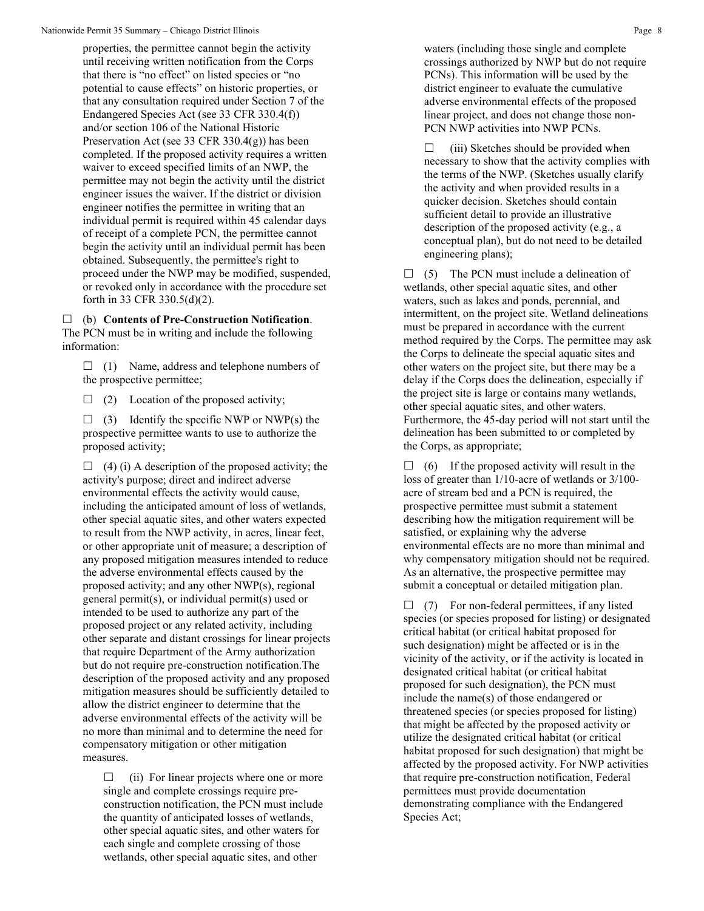properties, the permittee cannot begin the activity until receiving written notification from the Corps that there is "no effect" on listed species or "no potential to cause effects" on historic properties, or that any consultation required under Section 7 of the Endangered Species Act (see 33 CFR 330.4(f)) and/or section 106 of the National Historic Preservation Act (see 33 CFR 330.4(g)) has been completed. If the proposed activity requires a written waiver to exceed specified limits of an NWP, the permittee may not begin the activity until the district engineer issues the waiver. If the district or division engineer notifies the permittee in writing that an individual permit is required within 45 calendar days of receipt of a complete PCN, the permittee cannot begin the activity until an individual permit has been obtained. Subsequently, the permittee's right to proceed under the NWP may be modified, suspended, or revoked only in accordance with the procedure set forth in 33 CFR 330.5(d)(2).

☐ (b) **Contents of Pre-Construction Notification**. The PCN must be in writing and include the following information:

☐ (1) Name, address and telephone numbers of the prospective permittee;

☐ (2) Location of the proposed activity;

☐ (3) Identify the specific NWP or NWP(s) the prospective permittee wants to use to authorize the proposed activity;

☐ (4) (i) A description of the proposed activity; the activity's purpose; direct and indirect adverse environmental effects the activity would cause, including the anticipated amount of loss of wetlands, other special aquatic sites, and other waters expected to result from the NWP activity, in acres, linear feet, or other appropriate unit of measure; a description of any proposed mitigation measures intended to reduce the adverse environmental effects caused by the proposed activity; and any other NWP(s), regional general permit(s), or individual permit(s) used or intended to be used to authorize any part of the proposed project or any related activity, including other separate and distant crossings for linear projects that require Department of the Army authorization but do not require pre-construction notification.The description of the proposed activity and any proposed mitigation measures should be sufficiently detailed to allow the district engineer to determine that the adverse environmental effects of the activity will be no more than minimal and to determine the need for compensatory mitigation or other mitigation measures.

☐ (ii) For linear projects where one or more single and complete crossings require pre-construction notification, the PCN must include the quantity of anticipated losses of wetlands, other special aquatic sites, and other waters for each single and complete crossing of those wetlands, other special aquatic sites, and other waters (including those single and complete crossings authorized by NWP but do not require PCNs). This information will be used by the district engineer to evaluate the cumulative adverse environmental effects of the proposed linear project, and does not change those non-PCN NWP activities into NWP PCNs.

☐ (iii) Sketches should be provided when necessary to show that the activity complies with the terms of the NWP. (Sketches usually clarify the activity and when provided results in a quicker decision. Sketches should contain sufficient detail to provide an illustrative description of the proposed activity (e.g., a conceptual plan), but do not need to be detailed engineering plans);

☐ (5) The PCN must include a delineation of wetlands, other special aquatic sites, and other waters, such as lakes and ponds, perennial, and intermittent, on the project site. Wetland delineations must be prepared in accordance with the current method required by the Corps. The permittee may ask the Corps to delineate the special aquatic sites and other waters on the project site, but there may be a delay if the Corps does the delineation, especially if the project site is large or contains many wetlands, other special aquatic sites, and other waters. Furthermore, the 45-day period will not start until the delineation has been submitted to or completed by the Corps, as appropriate;

☐ (6) If the proposed activity will result in the loss of greater than 1/10-acre of wetlands or 3/100-acre of stream bed and a PCN is required, the prospective permittee must submit a statement describing how the mitigation requirement will be satisfied, or explaining why the adverse environmental effects are no more than minimal and why compensatory mitigation should not be required. As an alternative, the prospective permittee may submit a conceptual or detailed mitigation plan.

☐ (7) For non-federal permittees, if any listed species (or species proposed for listing) or designated critical habitat (or critical habitat proposed for such designation) might be affected or is in the vicinity of the activity, or if the activity is located in designated critical habitat (or critical habitat proposed for such designation), the PCN must include the name(s) of those endangered or threatened species (or species proposed for listing) that might be affected by the proposed activity or utilize the designated critical habitat (or critical habitat proposed for such designation) that might be affected by the proposed activity. For NWP activities that require pre-construction notification, Federal permittees must provide documentation demonstrating compliance with the Endangered Species Act;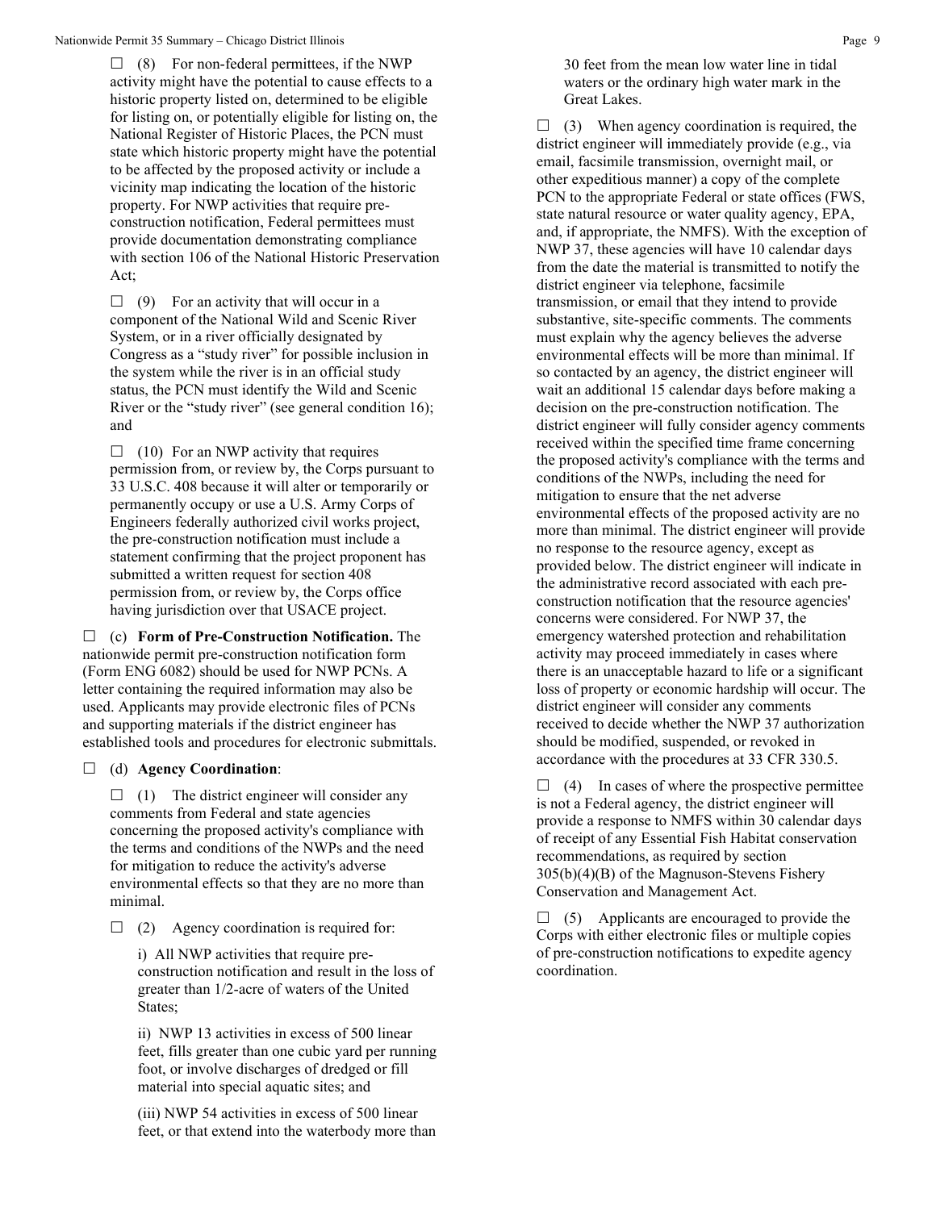☐ (8) For non-federal permittees, if the NWP activity might have the potential to cause effects to a historic property listed on, determined to be eligible for listing on, or potentially eligible for listing on, the National Register of Historic Places, the PCN must state which historic property might have the potential to be affected by the proposed activity or include a vicinity map indicating the location of the historic property. For NWP activities that require pre-construction notification, Federal permittees must provide documentation demonstrating compliance with section 106 of the National Historic Preservation Act;

☐ (9) For an activity that will occur in a component of the National Wild and Scenic River System, or in a river officially designated by Congress as a "study river" for possible inclusion in the system while the river is in an official study status, the PCN must identify the Wild and Scenic River or the "study river" (see general condition 16); and

☐ (10) For an NWP activity that requires permission from, or review by, the Corps pursuant to 33 U.S.C. 408 because it will alter or temporarily or permanently occupy or use a U.S. Army Corps of Engineers federally authorized civil works project, the pre-construction notification must include a statement confirming that the project proponent has submitted a written request for section 408 permission from, or review by, the Corps office having jurisdiction over that USACE project.

☐ (c) **Form of Pre-Construction Notification.** The nationwide permit pre-construction notification form (Form ENG 6082) should be used for NWP PCNs. A letter containing the required information may also be used. Applicants may provide electronic files of PCNs and supporting materials if the district engineer has established tools and procedures for electronic submittals.

☐ (d) **Agency Coordination**:

☐ (1) The district engineer will consider any comments from Federal and state agencies concerning the proposed activity's compliance with the terms and conditions of the NWPs and the need for mitigation to reduce the activity's adverse environmental effects so that they are no more than minimal.

☐ (2) Agency coordination is required for:

i) All NWP activities that require pre-construction notification and result in the loss of greater than 1/2-acre of waters of the United States;

ii) NWP 13 activities in excess of 500 linear feet, fills greater than one cubic yard per running foot, or involve discharges of dredged or fill material into special aquatic sites; and

(iii) NWP 54 activities in excess of 500 linear feet, or that extend into the waterbody more than 30 feet from the mean low water line in tidal waters or the ordinary high water mark in the Great Lakes.

☐ (3) When agency coordination is required, the district engineer will immediately provide (e.g., via email, facsimile transmission, overnight mail, or other expeditious manner) a copy of the complete PCN to the appropriate Federal or state offices (FWS, state natural resource or water quality agency, EPA, and, if appropriate, the NMFS). With the exception of NWP 37, these agencies will have 10 calendar days from the date the material is transmitted to notify the district engineer via telephone, facsimile transmission, or email that they intend to provide substantive, site-specific comments. The comments must explain why the agency believes the adverse environmental effects will be more than minimal. If so contacted by an agency, the district engineer will wait an additional 15 calendar days before making a decision on the pre-construction notification. The district engineer will fully consider agency comments received within the specified time frame concerning the proposed activity's compliance with the terms and conditions of the NWPs, including the need for mitigation to ensure that the net adverse environmental effects of the proposed activity are no more than minimal. The district engineer will provide no response to the resource agency, except as provided below. The district engineer will indicate in the administrative record associated with each pre-construction notification that the resource agencies' concerns were considered. For NWP 37, the emergency watershed protection and rehabilitation activity may proceed immediately in cases where there is an unacceptable hazard to life or a significant loss of property or economic hardship will occur. The district engineer will consider any comments received to decide whether the NWP 37 authorization should be modified, suspended, or revoked in accordance with the procedures at 33 CFR 330.5.

☐ (4) In cases of where the prospective permittee is not a Federal agency, the district engineer will provide a response to NMFS within 30 calendar days of receipt of any Essential Fish Habitat conservation recommendations, as required by section 305(b)(4)(B) of the Magnuson-Stevens Fishery Conservation and Management Act.

☐ (5) Applicants are encouraged to provide the Corps with either electronic files or multiple copies of pre-construction notifications to expedite agency coordination.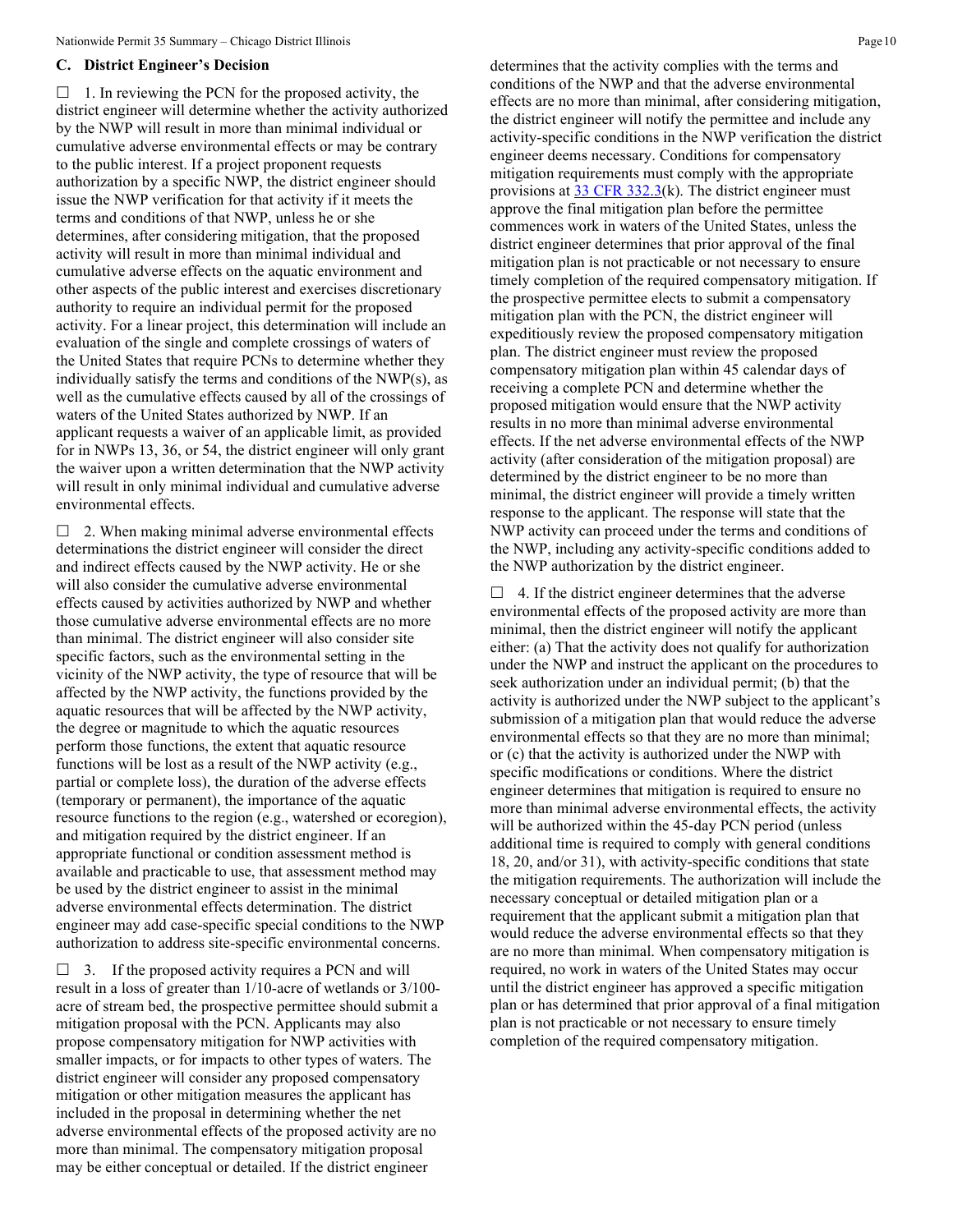## C. District Engineer's Decision

☐ 1. In reviewing the PCN for the proposed activity, the district engineer will determine whether the activity authorized by the NWP will result in more than minimal individual or cumulative adverse environmental effects or may be contrary to the public interest. If a project proponent requests authorization by a specific NWP, the district engineer should issue the NWP verification for that activity if it meets the terms and conditions of that NWP, unless he or she determines, after considering mitigation, that the proposed activity will result in more than minimal individual and cumulative adverse effects on the aquatic environment and other aspects of the public interest and exercises discretionary authority to require an individual permit for the proposed activity. For a linear project, this determination will include an evaluation of the single and complete crossings of waters of the United States that require PCNs to determine whether they individually satisfy the terms and conditions of the NWP(s), as well as the cumulative effects caused by all of the crossings of waters of the United States authorized by NWP. If an applicant requests a waiver of an applicable limit, as provided for in NWPs 13, 36, or 54, the district engineer will only grant the waiver upon a written determination that the NWP activity will result in only minimal individual and cumulative adverse environmental effects.

☐ 2. When making minimal adverse environmental effects determinations the district engineer will consider the direct and indirect effects caused by the NWP activity. He or she will also consider the cumulative adverse environmental effects caused by activities authorized by NWP and whether those cumulative adverse environmental effects are no more than minimal. The district engineer will also consider site specific factors, such as the environmental setting in the vicinity of the NWP activity, the type of resource that will be affected by the NWP activity, the functions provided by the aquatic resources that will be affected by the NWP activity, the degree or magnitude to which the aquatic resources perform those functions, the extent that aquatic resource functions will be lost as a result of the NWP activity (e.g., partial or complete loss), the duration of the adverse effects (temporary or permanent), the importance of the aquatic resource functions to the region (e.g., watershed or ecoregion), and mitigation required by the district engineer. If an appropriate functional or condition assessment method is available and practicable to use, that assessment method may be used by the district engineer to assist in the minimal adverse environmental effects determination. The district engineer may add case-specific special conditions to the NWP authorization to address site-specific environmental concerns.

☐ 3. If the proposed activity requires a PCN and will result in a loss of greater than 1/10-acre of wetlands or 3/100-acre of stream bed, the prospective permittee should submit a mitigation proposal with the PCN. Applicants may also propose compensatory mitigation for NWP activities with smaller impacts, or for impacts to other types of waters. The district engineer will consider any proposed compensatory mitigation or other mitigation measures the applicant has included in the proposal in determining whether the net adverse environmental effects of the proposed activity are no more than minimal. The compensatory mitigation proposal may be either conceptual or detailed. If the district engineer determines that the activity complies with the terms and conditions of the NWP and that the adverse environmental effects are no more than minimal, after considering mitigation, the district engineer will notify the permittee and include any activity-specific conditions in the NWP verification the district engineer deems necessary. Conditions for compensatory mitigation requirements must comply with the appropriate provisions at 33 CFR 332.3(k). The district engineer must approve the final mitigation plan before the permittee commences work in waters of the United States, unless the district engineer determines that prior approval of the final mitigation plan is not practicable or not necessary to ensure timely completion of the required compensatory mitigation. If the prospective permittee elects to submit a compensatory mitigation plan with the PCN, the district engineer will expeditiously review the proposed compensatory mitigation plan. The district engineer must review the proposed compensatory mitigation plan within 45 calendar days of receiving a complete PCN and determine whether the proposed mitigation would ensure that the NWP activity results in no more than minimal adverse environmental effects. If the net adverse environmental effects of the NWP activity (after consideration of the mitigation proposal) are determined by the district engineer to be no more than minimal, the district engineer will provide a timely written response to the applicant. The response will state that the NWP activity can proceed under the terms and conditions of the NWP, including any activity-specific conditions added to the NWP authorization by the district engineer.

☐ 4. If the district engineer determines that the adverse environmental effects of the proposed activity are more than minimal, then the district engineer will notify the applicant either: (a) That the activity does not qualify for authorization under the NWP and instruct the applicant on the procedures to seek authorization under an individual permit; (b) that the activity is authorized under the NWP subject to the applicant's submission of a mitigation plan that would reduce the adverse environmental effects so that they are no more than minimal; or (c) that the activity is authorized under the NWP with specific modifications or conditions. Where the district engineer determines that mitigation is required to ensure no more than minimal adverse environmental effects, the activity will be authorized within the 45-day PCN period (unless additional time is required to comply with general conditions 18, 20, and/or 31), with activity-specific conditions that state the mitigation requirements. The authorization will include the necessary conceptual or detailed mitigation plan or a requirement that the applicant submit a mitigation plan that would reduce the adverse environmental effects so that they are no more than minimal. When compensatory mitigation is required, no work in waters of the United States may occur until the district engineer has approved a specific mitigation plan or has determined that prior approval of a final mitigation plan is not practicable or not necessary to ensure timely completion of the required compensatory mitigation.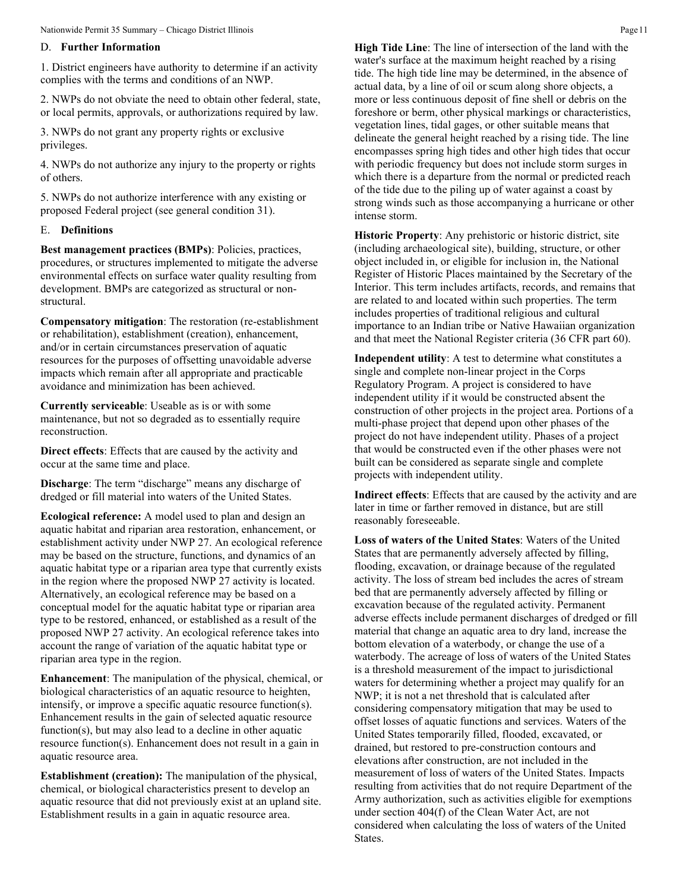## D. Further Information

1. District engineers have authority to determine if an activity complies with the terms and conditions of an NWP.

2. NWPs do not obviate the need to obtain other federal, state, or local permits, approvals, or authorizations required by law.

3. NWPs do not grant any property rights or exclusive privileges.

4. NWPs do not authorize any injury to the property or rights of others.

5. NWPs do not authorize interference with any existing or proposed Federal project (see general condition 31).

## E. Definitions

**Best management practices (BMPs)**: Policies, practices, procedures, or structures implemented to mitigate the adverse environmental effects on surface water quality resulting from development. BMPs are categorized as structural or non-structural.

**Compensatory mitigation**: The restoration (re-establishment or rehabilitation), establishment (creation), enhancement, and/or in certain circumstances preservation of aquatic resources for the purposes of offsetting unavoidable adverse impacts which remain after all appropriate and practicable avoidance and minimization has been achieved.

**Currently serviceable**: Useable as is or with some maintenance, but not so degraded as to essentially require reconstruction.

**Direct effects**: Effects that are caused by the activity and occur at the same time and place.

**Discharge**: The term "discharge" means any discharge of dredged or fill material into waters of the United States.

**Ecological reference:** A model used to plan and design an aquatic habitat and riparian area restoration, enhancement, or establishment activity under NWP 27. An ecological reference may be based on the structure, functions, and dynamics of an aquatic habitat type or a riparian area type that currently exists in the region where the proposed NWP 27 activity is located. Alternatively, an ecological reference may be based on a conceptual model for the aquatic habitat type or riparian area type to be restored, enhanced, or established as a result of the proposed NWP 27 activity. An ecological reference takes into account the range of variation of the aquatic habitat type or riparian area type in the region.

**Enhancement**: The manipulation of the physical, chemical, or biological characteristics of an aquatic resource to heighten, intensify, or improve a specific aquatic resource function(s). Enhancement results in the gain of selected aquatic resource function(s), but may also lead to a decline in other aquatic resource function(s). Enhancement does not result in a gain in aquatic resource area.

**Establishment (creation):** The manipulation of the physical, chemical, or biological characteristics present to develop an aquatic resource that did not previously exist at an upland site. Establishment results in a gain in aquatic resource area.

**High Tide Line**: The line of intersection of the land with the water's surface at the maximum height reached by a rising tide. The high tide line may be determined, in the absence of actual data, by a line of oil or scum along shore objects, a more or less continuous deposit of fine shell or debris on the foreshore or berm, other physical markings or characteristics, vegetation lines, tidal gages, or other suitable means that delineate the general height reached by a rising tide. The line encompasses spring high tides and other high tides that occur with periodic frequency but does not include storm surges in which there is a departure from the normal or predicted reach of the tide due to the piling up of water against a coast by strong winds such as those accompanying a hurricane or other intense storm.

**Historic Property**: Any prehistoric or historic district, site (including archaeological site), building, structure, or other object included in, or eligible for inclusion in, the National Register of Historic Places maintained by the Secretary of the Interior. This term includes artifacts, records, and remains that are related to and located within such properties. The term includes properties of traditional religious and cultural importance to an Indian tribe or Native Hawaiian organization and that meet the National Register criteria (36 CFR part 60).

**Independent utility**: A test to determine what constitutes a single and complete non-linear project in the Corps Regulatory Program. A project is considered to have independent utility if it would be constructed absent the construction of other projects in the project area. Portions of a multi-phase project that depend upon other phases of the project do not have independent utility. Phases of a project that would be constructed even if the other phases were not built can be considered as separate single and complete projects with independent utility.

**Indirect effects**: Effects that are caused by the activity and are later in time or farther removed in distance, but are still reasonably foreseeable.

**Loss of waters of the United States**: Waters of the United States that are permanently adversely affected by filling, flooding, excavation, or drainage because of the regulated activity. The loss of stream bed includes the acres of stream bed that are permanently adversely affected by filling or excavation because of the regulated activity. Permanent adverse effects include permanent discharges of dredged or fill material that change an aquatic area to dry land, increase the bottom elevation of a waterbody, or change the use of a waterbody. The acreage of loss of waters of the United States is a threshold measurement of the impact to jurisdictional waters for determining whether a project may qualify for an NWP; it is not a net threshold that is calculated after considering compensatory mitigation that may be used to offset losses of aquatic functions and services. Waters of the United States temporarily filled, flooded, excavated, or drained, but restored to pre-construction contours and elevations after construction, are not included in the measurement of loss of waters of the United States. Impacts resulting from activities that do not require Department of the Army authorization, such as activities eligible for exemptions under section 404(f) of the Clean Water Act, are not considered when calculating the loss of waters of the United States.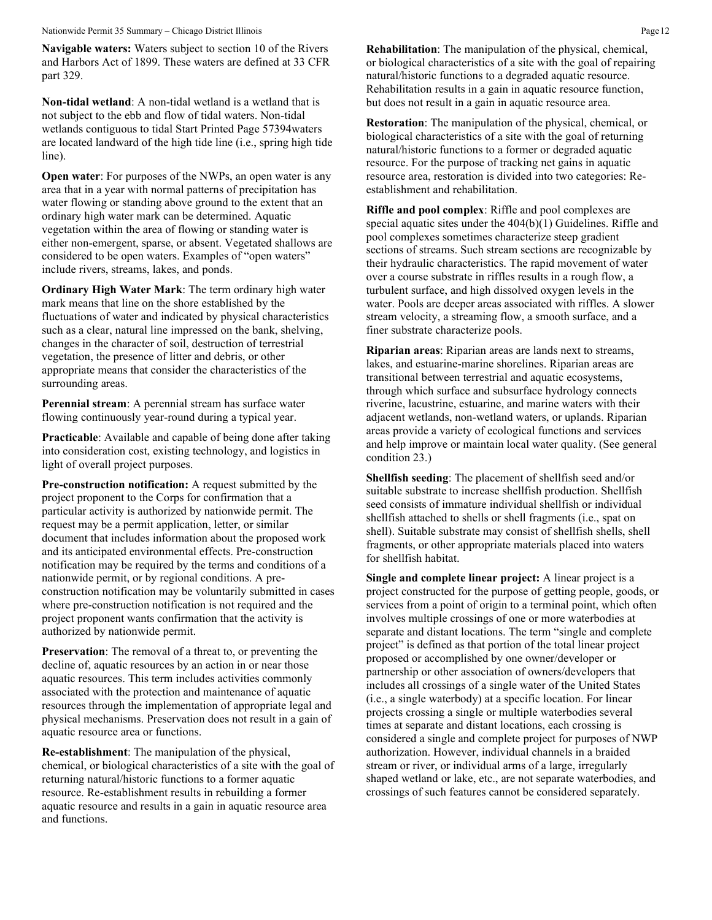**Navigable waters:** Waters subject to section 10 of the Rivers and Harbors Act of 1899. These waters are defined at 33 CFR part 329.

**Non-tidal wetland**: A non-tidal wetland is a wetland that is not subject to the ebb and flow of tidal waters. Non-tidal wetlands contiguous to tidal Start Printed Page 57394waters are located landward of the high tide line (i.e., spring high tide line).

**Open water**: For purposes of the NWPs, an open water is any area that in a year with normal patterns of precipitation has water flowing or standing above ground to the extent that an ordinary high water mark can be determined. Aquatic vegetation within the area of flowing or standing water is either non-emergent, sparse, or absent. Vegetated shallows are considered to be open waters. Examples of "open waters" include rivers, streams, lakes, and ponds.

**Ordinary High Water Mark**: The term ordinary high water mark means that line on the shore established by the fluctuations of water and indicated by physical characteristics such as a clear, natural line impressed on the bank, shelving, changes in the character of soil, destruction of terrestrial vegetation, the presence of litter and debris, or other appropriate means that consider the characteristics of the surrounding areas.

**Perennial stream**: A perennial stream has surface water flowing continuously year-round during a typical year.

**Practicable**: Available and capable of being done after taking into consideration cost, existing technology, and logistics in light of overall project purposes.

**Pre-construction notification:** A request submitted by the project proponent to the Corps for confirmation that a particular activity is authorized by nationwide permit. The request may be a permit application, letter, or similar document that includes information about the proposed work and its anticipated environmental effects. Pre-construction notification may be required by the terms and conditions of a nationwide permit, or by regional conditions. A pre-construction notification may be voluntarily submitted in cases where pre-construction notification is not required and the project proponent wants confirmation that the activity is authorized by nationwide permit.

**Preservation**: The removal of a threat to, or preventing the decline of, aquatic resources by an action in or near those aquatic resources. This term includes activities commonly associated with the protection and maintenance of aquatic resources through the implementation of appropriate legal and physical mechanisms. Preservation does not result in a gain of aquatic resource area or functions.

**Re-establishment**: The manipulation of the physical, chemical, or biological characteristics of a site with the goal of returning natural/historic functions to a former aquatic resource. Re-establishment results in rebuilding a former aquatic resource and results in a gain in aquatic resource area and functions.

**Rehabilitation**: The manipulation of the physical, chemical, or biological characteristics of a site with the goal of repairing natural/historic functions to a degraded aquatic resource. Rehabilitation results in a gain in aquatic resource function, but does not result in a gain in aquatic resource area.

**Restoration**: The manipulation of the physical, chemical, or biological characteristics of a site with the goal of returning natural/historic functions to a former or degraded aquatic resource. For the purpose of tracking net gains in aquatic resource area, restoration is divided into two categories: Re-establishment and rehabilitation.

**Riffle and pool complex**: Riffle and pool complexes are special aquatic sites under the 404(b)(1) Guidelines. Riffle and pool complexes sometimes characterize steep gradient sections of streams. Such stream sections are recognizable by their hydraulic characteristics. The rapid movement of water over a course substrate in riffles results in a rough flow, a turbulent surface, and high dissolved oxygen levels in the water. Pools are deeper areas associated with riffles. A slower stream velocity, a streaming flow, a smooth surface, and a finer substrate characterize pools.

**Riparian areas**: Riparian areas are lands next to streams, lakes, and estuarine-marine shorelines. Riparian areas are transitional between terrestrial and aquatic ecosystems, through which surface and subsurface hydrology connects riverine, lacustrine, estuarine, and marine waters with their adjacent wetlands, non-wetland waters, or uplands. Riparian areas provide a variety of ecological functions and services and help improve or maintain local water quality. (See general condition 23.)

**Shellfish seeding**: The placement of shellfish seed and/or suitable substrate to increase shellfish production. Shellfish seed consists of immature individual shellfish or individual shellfish attached to shells or shell fragments (i.e., spat on shell). Suitable substrate may consist of shellfish shells, shell fragments, or other appropriate materials placed into waters for shellfish habitat.

**Single and complete linear project:** A linear project is a project constructed for the purpose of getting people, goods, or services from a point of origin to a terminal point, which often involves multiple crossings of one or more waterbodies at separate and distant locations. The term "single and complete project" is defined as that portion of the total linear project proposed or accomplished by one owner/developer or partnership or other association of owners/developers that includes all crossings of a single water of the United States (i.e., a single waterbody) at a specific location. For linear projects crossing a single or multiple waterbodies several times at separate and distant locations, each crossing is considered a single and complete project for purposes of NWP authorization. However, individual channels in a braided stream or river, or individual arms of a large, irregularly shaped wetland or lake, etc., are not separate waterbodies, and crossings of such features cannot be considered separately.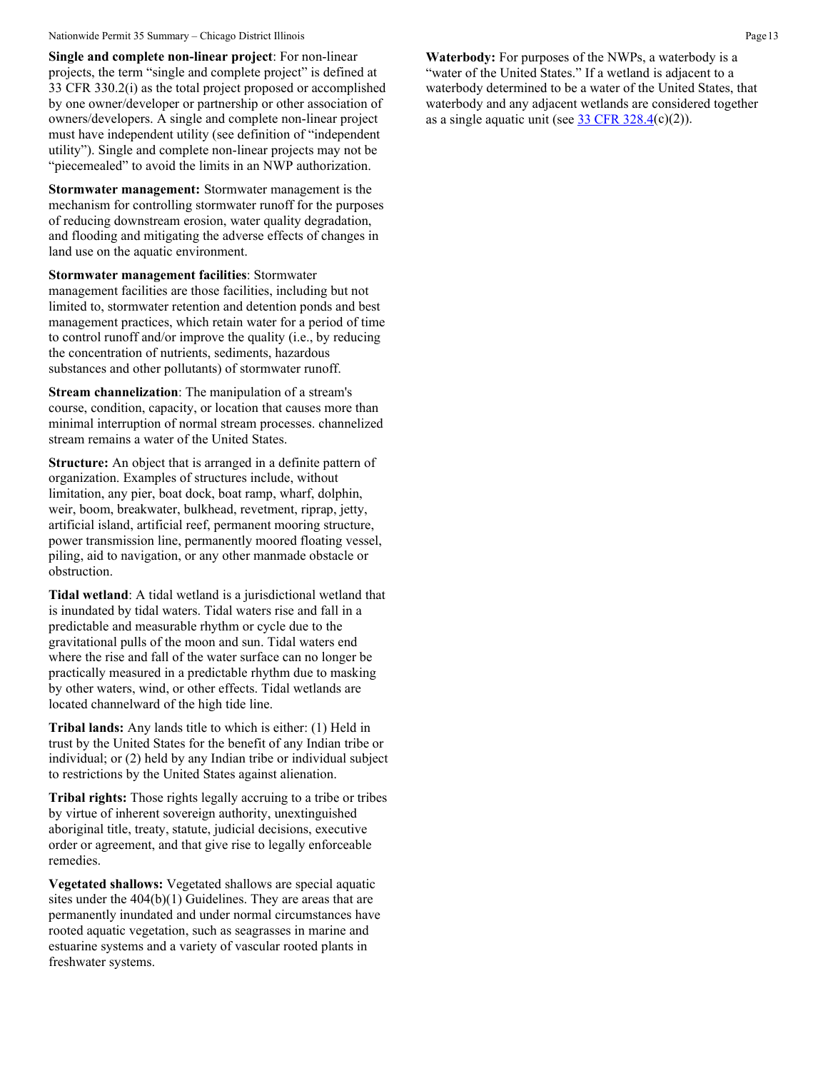**Single and complete non-linear project**: For non-linear projects, the term "single and complete project" is defined at 33 CFR 330.2(i) as the total project proposed or accomplished by one owner/developer or partnership or other association of owners/developers. A single and complete non-linear project must have independent utility (see definition of "independent utility"). Single and complete non-linear projects may not be "piecemealed" to avoid the limits in an NWP authorization.

**Stormwater management:** Stormwater management is the mechanism for controlling stormwater runoff for the purposes of reducing downstream erosion, water quality degradation, and flooding and mitigating the adverse effects of changes in land use on the aquatic environment.

**Stormwater management facilities**: Stormwater management facilities are those facilities, including but not limited to, stormwater retention and detention ponds and best management practices, which retain water for a period of time to control runoff and/or improve the quality (i.e., by reducing the concentration of nutrients, sediments, hazardous substances and other pollutants) of stormwater runoff.

**Stream channelization**: The manipulation of a stream's course, condition, capacity, or location that causes more than minimal interruption of normal stream processes. channelized stream remains a water of the United States.

**Structure:** An object that is arranged in a definite pattern of organization. Examples of structures include, without limitation, any pier, boat dock, boat ramp, wharf, dolphin, weir, boom, breakwater, bulkhead, revetment, riprap, jetty, artificial island, artificial reef, permanent mooring structure, power transmission line, permanently moored floating vessel, piling, aid to navigation, or any other manmade obstacle or obstruction.

**Tidal wetland**: A tidal wetland is a jurisdictional wetland that is inundated by tidal waters. Tidal waters rise and fall in a predictable and measurable rhythm or cycle due to the gravitational pulls of the moon and sun. Tidal waters end where the rise and fall of the water surface can no longer be practically measured in a predictable rhythm due to masking by other waters, wind, or other effects. Tidal wetlands are located channelward of the high tide line.

**Tribal lands:** Any lands title to which is either: (1) Held in trust by the United States for the benefit of any Indian tribe or individual; or (2) held by any Indian tribe or individual subject to restrictions by the United States against alienation.

**Tribal rights:** Those rights legally accruing to a tribe or tribes by virtue of inherent sovereign authority, unextinguished aboriginal title, treaty, statute, judicial decisions, executive order or agreement, and that give rise to legally enforceable remedies.

**Vegetated shallows:** Vegetated shallows are special aquatic sites under the 404(b)(1) Guidelines. They are areas that are permanently inundated and under normal circumstances have rooted aquatic vegetation, such as seagrasses in marine and estuarine systems and a variety of vascular rooted plants in freshwater systems.

**Waterbody:** For purposes of the NWPs, a waterbody is a "water of the United States." If a wetland is adjacent to a waterbody determined to be a water of the United States, that waterbody and any adjacent wetlands are considered together as a single aquatic unit (see 33 CFR 328.4(c)(2)).